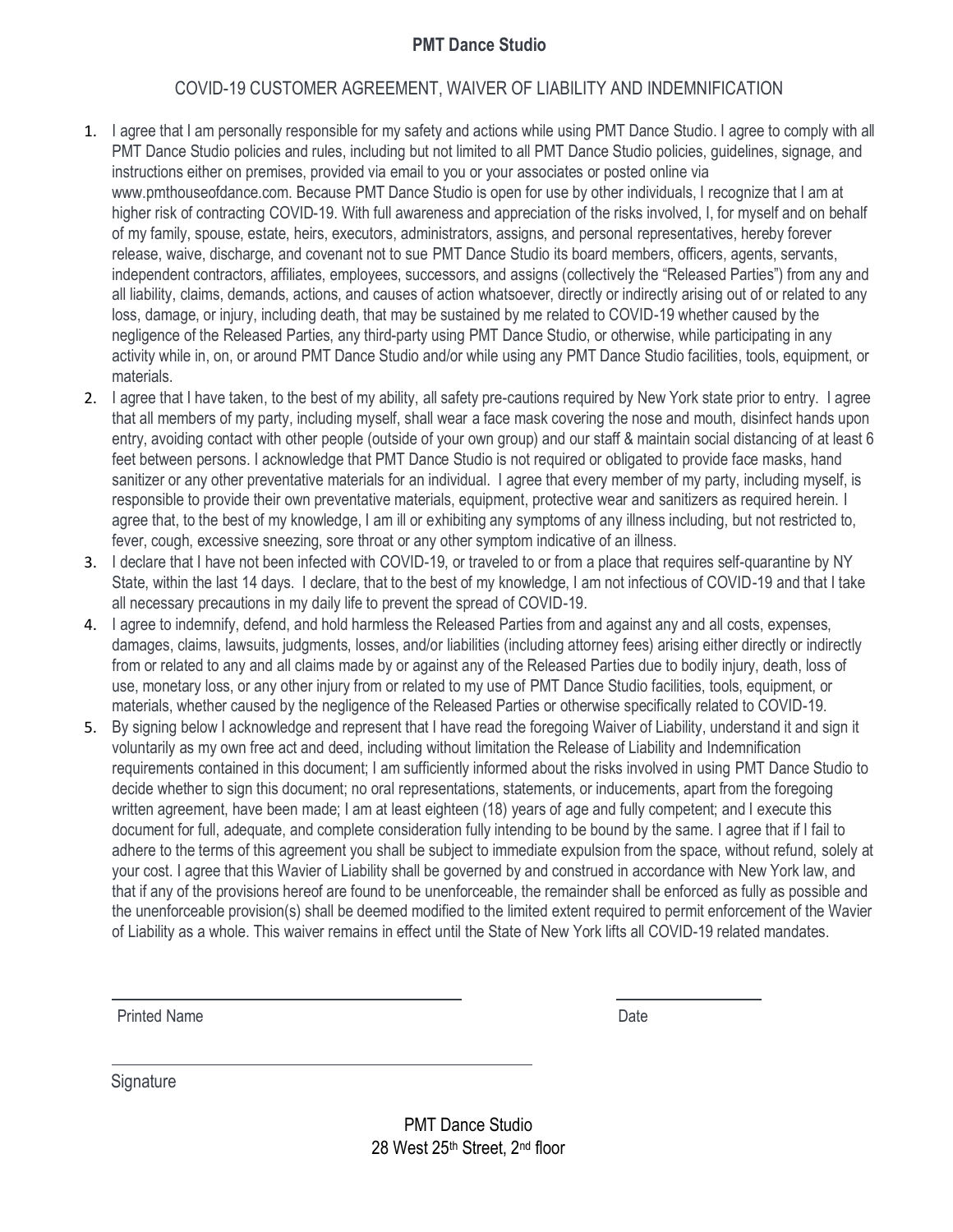**PMT Dance Studio**

COVID-19 CUSTOMER AGREEMENT, WAIVER OF LIABILITY AND INDEMNIFICATION

1. I agree that I am personally responsible for my safety and actions while using PMT Dance Studio. I agree to comply with all PMT Dance Studio policies and rules, including but not limited to all PMT Dance Studio policies, guidelines, signage, and instructions either on premises, provided via email to you or your associates or posted online via www.pmthouseofdance.com. Because PMT Dance Studio is open for use by other individuals, I recognize that I am at higher risk of contracting COVID-19. With full awareness and appreciation of the risks involved, I, for myself and on behalf of my family, spouse, estate, heirs, executors, administrators, assigns, and personal representatives, hereby forever release, waive, discharge, and covenant not to sue PMT Dance Studio its board members, officers, agents, servants, independent contractors, affiliates, employees, successors, and assigns (collectively the "Released Parties") from any and all liability, claims, demands, actions, and causes of action whatsoever, directly or indirectly arising out of or related to any loss, damage, or injury, including death, that may be sustained by me related to COVID-19 whether caused by the negligence of the Released Parties, any third-party using PMT Dance Studio, or otherwise, while participating in any activity while in, on, or around PMT Dance Studio and/or while using any PMT Dance Studio facilities, tools, equipment, or materials.
2. I agree that I have taken, to the best of my ability, all safety pre-cautions required by New York state prior to entry. I agree that all members of my party, including myself, shall wear a face mask covering the nose and mouth, disinfect hands upon entry, avoiding contact with other people (outside of your own group) and our staff & maintain social distancing of at least 6 feet between persons. I acknowledge that PMT Dance Studio is not required or obligated to provide face masks, hand sanitizer or any other preventative materials for an individual. I agree that every member of my party, including myself, is responsible to provide their own preventative materials, equipment, protective wear and sanitizers as required herein. I agree that, to the best of my knowledge, I am ill or exhibiting any symptoms of any illness including, but not restricted to, fever, cough, excessive sneezing, sore throat or any other symptom indicative of an illness.
3. I declare that I have not been infected with COVID-19, or traveled to or from a place that requires self-quarantine by NY State, within the last 14 days. I declare, that to the best of my knowledge, I am not infectious of COVID-19 and that I take all necessary precautions in my daily life to prevent the spread of COVID-19.
4. I agree to indemnify, defend, and hold harmless the Released Parties from and against any and all costs, expenses, damages, claims, lawsuits, judgments, losses, and/or liabilities (including attorney fees) arising either directly or indirectly from or related to any and all claims made by or against any of the Released Parties due to bodily injury, death, loss of use, monetary loss, or any other injury from or related to my use of PMT Dance Studio facilities, tools, equipment, or materials, whether caused by the negligence of the Released Parties or otherwise specifically related to COVID-19.
5. By signing below I acknowledge and represent that I have read the foregoing Waiver of Liability, understand it and sign it voluntarily as my own free act and deed, including without limitation the Release of Liability and Indemnification requirements contained in this document; I am sufficiently informed about the risks involved in using PMT Dance Studio to decide whether to sign this document; no oral representations, statements, or inducements, apart from the foregoing written agreement, have been made; I am at least eighteen (18) years of age and fully competent; and I execute this document for full, adequate, and complete consideration fully intending to be bound by the same. I agree that if I fail to adhere to the terms of this agreement you shall be subject to immediate expulsion from the space, without refund, solely at your cost. I agree that this Wavier of Liability shall be governed by and construed in accordance with New York law, and that if any of the provisions hereof are found to be unenforceable, the remainder shall be enforced as fully as possible and the unenforceable provision(s) shall be deemed modified to the limited extent required to permit enforcement of the Wavier of Liability as a whole. This waiver remains in effect until the State of New York lifts all COVID-19 related mandates.

Printed Name ______________________________ Date ______________

Signature ______________________________

PMT Dance Studio
28 West 25th Street, 2nd floor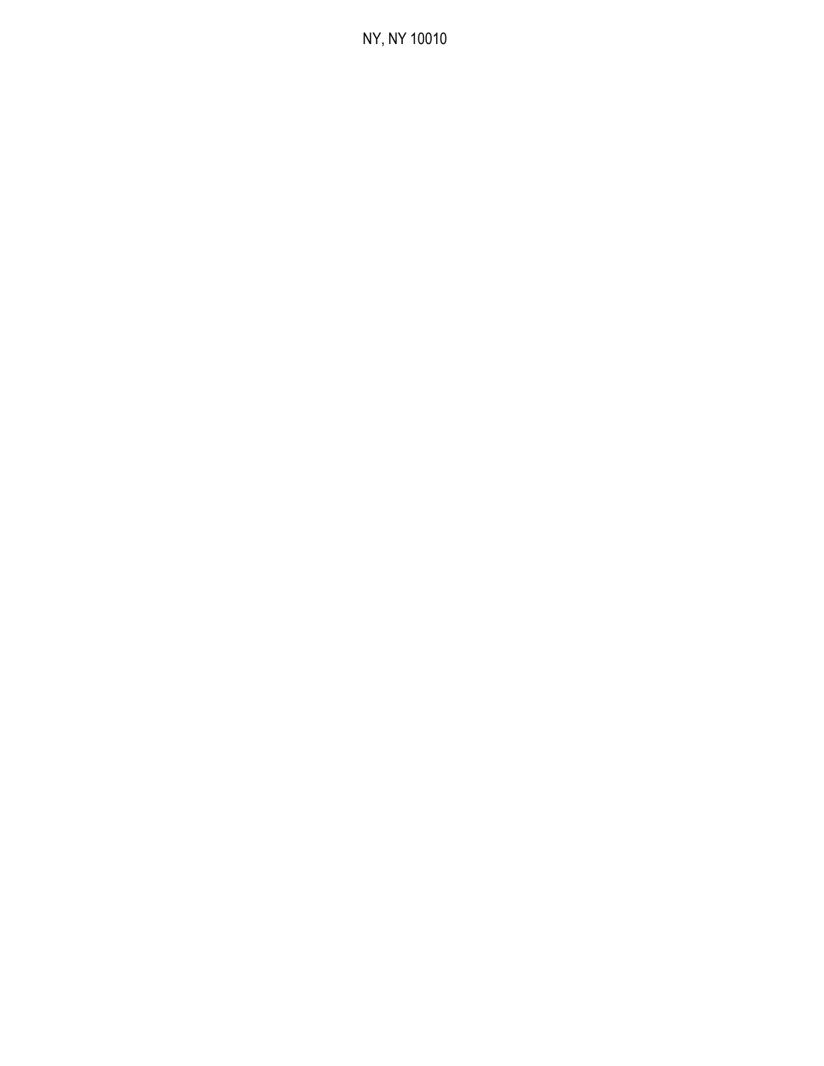NY, NY 10010